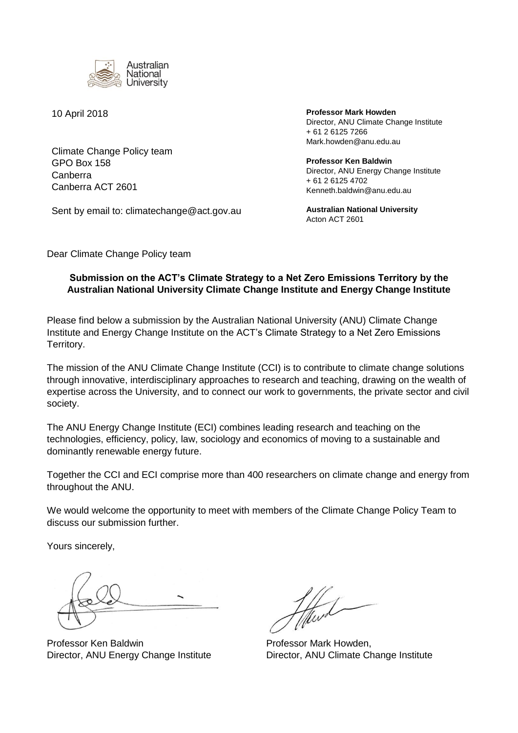10 April 2018

Climate Change Policy team
GPO Box 158
Canberra
Canberra ACT 2601

Sent by email to: climatechange@act.gov.au

**Professor Mark Howden**
Director, ANU Climate Change Institute
+ 61 2 6125 7266
Mark.howden@anu.edu.au

**Professor Ken Baldwin**
Director, ANU Energy Change Institute
+ 61 2 6125 4702
Kenneth.baldwin@anu.edu.au

**Australian National University**
Acton ACT 2601

Dear Climate Change Policy team

**Submission on the ACT's Climate Strategy to a Net Zero Emissions Territory by the Australian National University Climate Change Institute and Energy Change Institute**

Please find below a submission by the Australian National University (ANU) Climate Change Institute and Energy Change Institute on the ACT's Climate Strategy to a Net Zero Emissions Territory.

The mission of the ANU Climate Change Institute (CCI) is to contribute to climate change solutions through innovative, interdisciplinary approaches to research and teaching, drawing on the wealth of expertise across the University, and to connect our work to governments, the private sector and civil society.

The ANU Energy Change Institute (ECI) combines leading research and teaching on the technologies, efficiency, policy, law, sociology and economics of moving to a sustainable and dominantly renewable energy future.

Together the CCI and ECI comprise more than 400 researchers on climate change and energy from throughout the ANU.

We would welcome the opportunity to meet with members of the Climate Change Policy Team to discuss our submission further.

Yours sincerely,

Professor Ken Baldwin
Director, ANU Energy Change Institute

Professor Mark Howden,
Director, ANU Climate Change Institute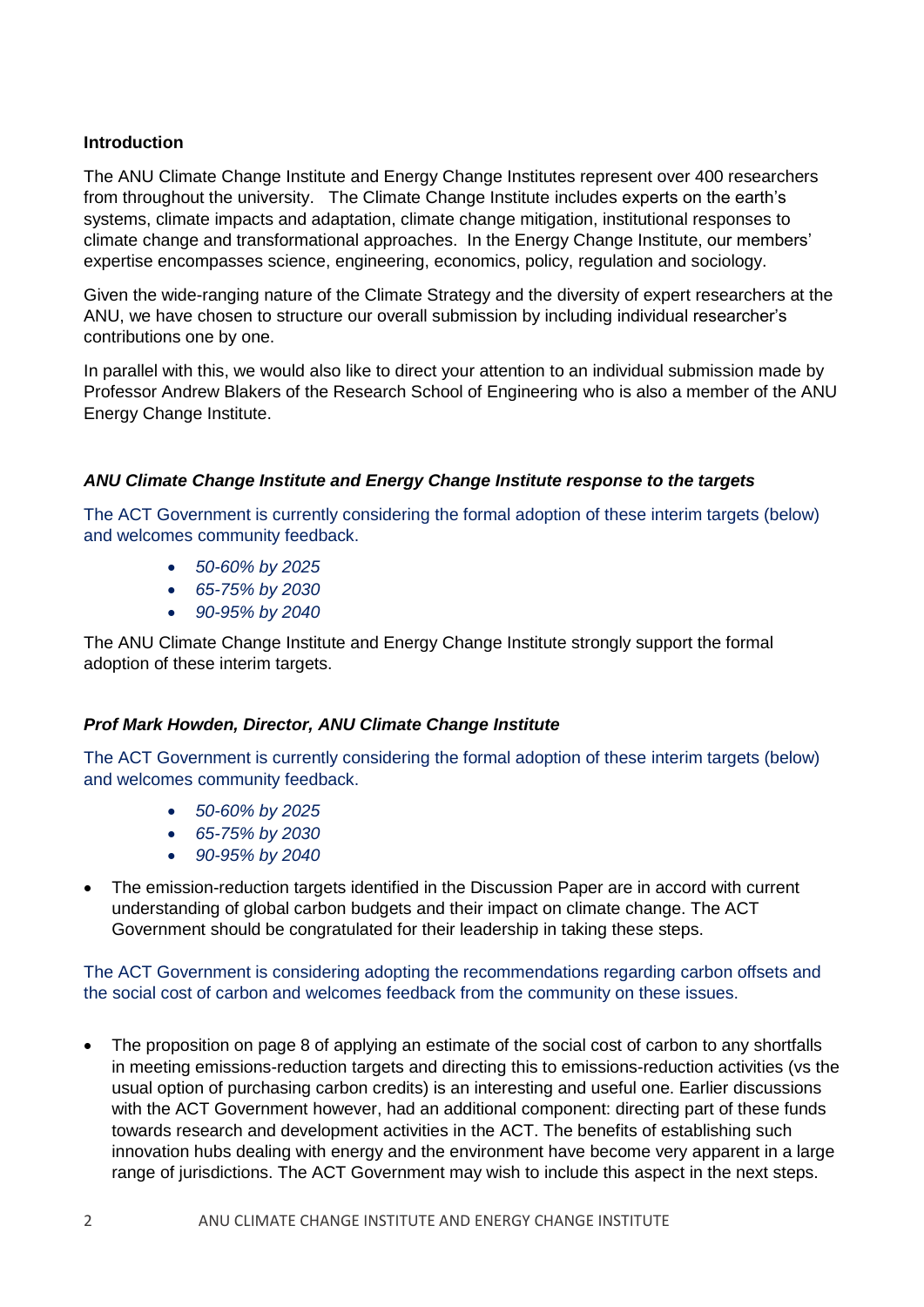**Introduction**

The ANU Climate Change Institute and Energy Change Institutes represent over 400 researchers from throughout the university. The Climate Change Institute includes experts on the earth's systems, climate impacts and adaptation, climate change mitigation, institutional responses to climate change and transformational approaches. In the Energy Change Institute, our members' expertise encompasses science, engineering, economics, policy, regulation and sociology.

Given the wide-ranging nature of the Climate Strategy and the diversity of expert researchers at the ANU, we have chosen to structure our overall submission by including individual researcher's contributions one by one.

In parallel with this, we would also like to direct your attention to an individual submission made by Professor Andrew Blakers of the Research School of Engineering who is also a member of the ANU Energy Change Institute.

***ANU Climate Change Institute and Energy Change Institute response to the targets***

The ACT Government is currently considering the formal adoption of these interim targets (below) and welcomes community feedback.

- *50-60% by 2025*
- *65-75% by 2030*
- *90-95% by 2040*

The ANU Climate Change Institute and Energy Change Institute strongly support the formal adoption of these interim targets.

***Prof Mark Howden, Director, ANU Climate Change Institute***

The ACT Government is currently considering the formal adoption of these interim targets (below) and welcomes community feedback.

- *50-60% by 2025*
- *65-75% by 2030*
- *90-95% by 2040*

- The emission-reduction targets identified in the Discussion Paper are in accord with current understanding of global carbon budgets and their impact on climate change. The ACT Government should be congratulated for their leadership in taking these steps.

The ACT Government is considering adopting the recommendations regarding carbon offsets and the social cost of carbon and welcomes feedback from the community on these issues.

- The proposition on page 8 of applying an estimate of the social cost of carbon to any shortfalls in meeting emissions-reduction targets and directing this to emissions-reduction activities (vs the usual option of purchasing carbon credits) is an interesting and useful one. Earlier discussions with the ACT Government however, had an additional component: directing part of these funds towards research and development activities in the ACT. The benefits of establishing such innovation hubs dealing with energy and the environment have become very apparent in a large range of jurisdictions. The ACT Government may wish to include this aspect in the next steps.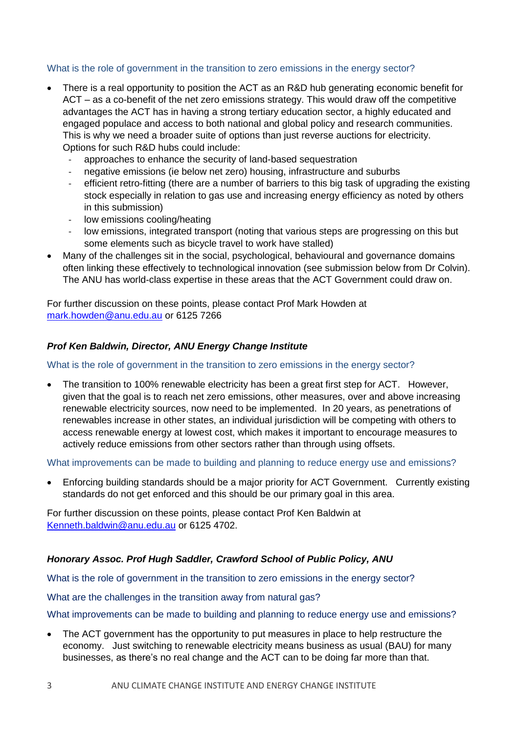What is the role of government in the transition to zero emissions in the energy sector?

- There is a real opportunity to position the ACT as an R&D hub generating economic benefit for ACT – as a co-benefit of the net zero emissions strategy. This would draw off the competitive advantages the ACT has in having a strong tertiary education sector, a highly educated and engaged populace and access to both national and global policy and research communities. This is why we need a broader suite of options than just reverse auctions for electricity. Options for such R&D hubs could include:
  - approaches to enhance the security of land-based sequestration
  - negative emissions (ie below net zero) housing, infrastructure and suburbs
  - efficient retro-fitting (there are a number of barriers to this big task of upgrading the existing stock especially in relation to gas use and increasing energy efficiency as noted by others in this submission)
  - low emissions cooling/heating
  - low emissions, integrated transport (noting that various steps are progressing on this but some elements such as bicycle travel to work have stalled)
- Many of the challenges sit in the social, psychological, behavioural and governance domains often linking these effectively to technological innovation (see submission below from Dr Colvin). The ANU has world-class expertise in these areas that the ACT Government could draw on.

For further discussion on these points, please contact Prof Mark Howden at mark.howden@anu.edu.au or 6125 7266

### *Prof Ken Baldwin, Director, ANU Energy Change Institute*

What is the role of government in the transition to zero emissions in the energy sector?

- The transition to 100% renewable electricity has been a great first step for ACT. However, given that the goal is to reach net zero emissions, other measures, over and above increasing renewable electricity sources, now need to be implemented. In 20 years, as penetrations of renewables increase in other states, an individual jurisdiction will be competing with others to access renewable energy at lowest cost, which makes it important to encourage measures to actively reduce emissions from other sectors rather than through using offsets.

What improvements can be made to building and planning to reduce energy use and emissions?

- Enforcing building standards should be a major priority for ACT Government. Currently existing standards do not get enforced and this should be our primary goal in this area.

For further discussion on these points, please contact Prof Ken Baldwin at Kenneth.baldwin@anu.edu.au or 6125 4702.

### *Honorary Assoc. Prof Hugh Saddler, Crawford School of Public Policy, ANU*

What is the role of government in the transition to zero emissions in the energy sector?

What are the challenges in the transition away from natural gas?

What improvements can be made to building and planning to reduce energy use and emissions?

- The ACT government has the opportunity to put measures in place to help restructure the economy. Just switching to renewable electricity means business as usual (BAU) for many businesses, as there's no real change and the ACT can to be doing far more than that.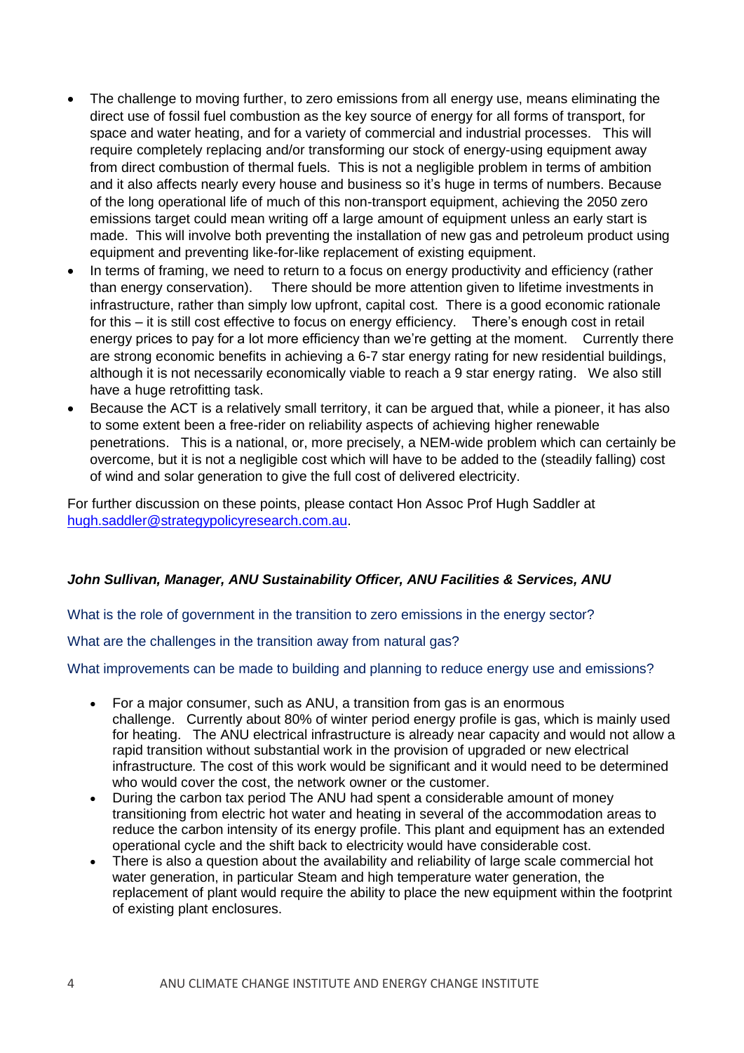- The challenge to moving further, to zero emissions from all energy use, means eliminating the direct use of fossil fuel combustion as the key source of energy for all forms of transport, for space and water heating, and for a variety of commercial and industrial processes. This will require completely replacing and/or transforming our stock of energy-using equipment away from direct combustion of thermal fuels. This is not a negligible problem in terms of ambition and it also affects nearly every house and business so it's huge in terms of numbers. Because of the long operational life of much of this non-transport equipment, achieving the 2050 zero emissions target could mean writing off a large amount of equipment unless an early start is made. This will involve both preventing the installation of new gas and petroleum product using equipment and preventing like-for-like replacement of existing equipment.
- In terms of framing, we need to return to a focus on energy productivity and efficiency (rather than energy conservation). There should be more attention given to lifetime investments in infrastructure, rather than simply low upfront, capital cost. There is a good economic rationale for this – it is still cost effective to focus on energy efficiency. There's enough cost in retail energy prices to pay for a lot more efficiency than we're getting at the moment. Currently there are strong economic benefits in achieving a 6-7 star energy rating for new residential buildings, although it is not necessarily economically viable to reach a 9 star energy rating. We also still have a huge retrofitting task.
- Because the ACT is a relatively small territory, it can be argued that, while a pioneer, it has also to some extent been a free-rider on reliability aspects of achieving higher renewable penetrations. This is a national, or, more precisely, a NEM-wide problem which can certainly be overcome, but it is not a negligible cost which will have to be added to the (steadily falling) cost of wind and solar generation to give the full cost of delivered electricity.

For further discussion on these points, please contact Hon Assoc Prof Hugh Saddler at [hugh.saddler@strategypolicyresearch.com.au](mailto:hugh.saddler@strategypolicyresearch.com.au).

***John Sullivan, Manager, ANU Sustainability Officer, ANU Facilities & Services, ANU***

What is the role of government in the transition to zero emissions in the energy sector?

What are the challenges in the transition away from natural gas?

What improvements can be made to building and planning to reduce energy use and emissions?

- For a major consumer, such as ANU, a transition from gas is an enormous challenge. Currently about 80% of winter period energy profile is gas, which is mainly used for heating. The ANU electrical infrastructure is already near capacity and would not allow a rapid transition without substantial work in the provision of upgraded or new electrical infrastructure. The cost of this work would be significant and it would need to be determined who would cover the cost, the network owner or the customer.
- During the carbon tax period The ANU had spent a considerable amount of money transitioning from electric hot water and heating in several of the accommodation areas to reduce the carbon intensity of its energy profile. This plant and equipment has an extended operational cycle and the shift back to electricity would have considerable cost.
- There is also a question about the availability and reliability of large scale commercial hot water generation, in particular Steam and high temperature water generation, the replacement of plant would require the ability to place the new equipment within the footprint of existing plant enclosures.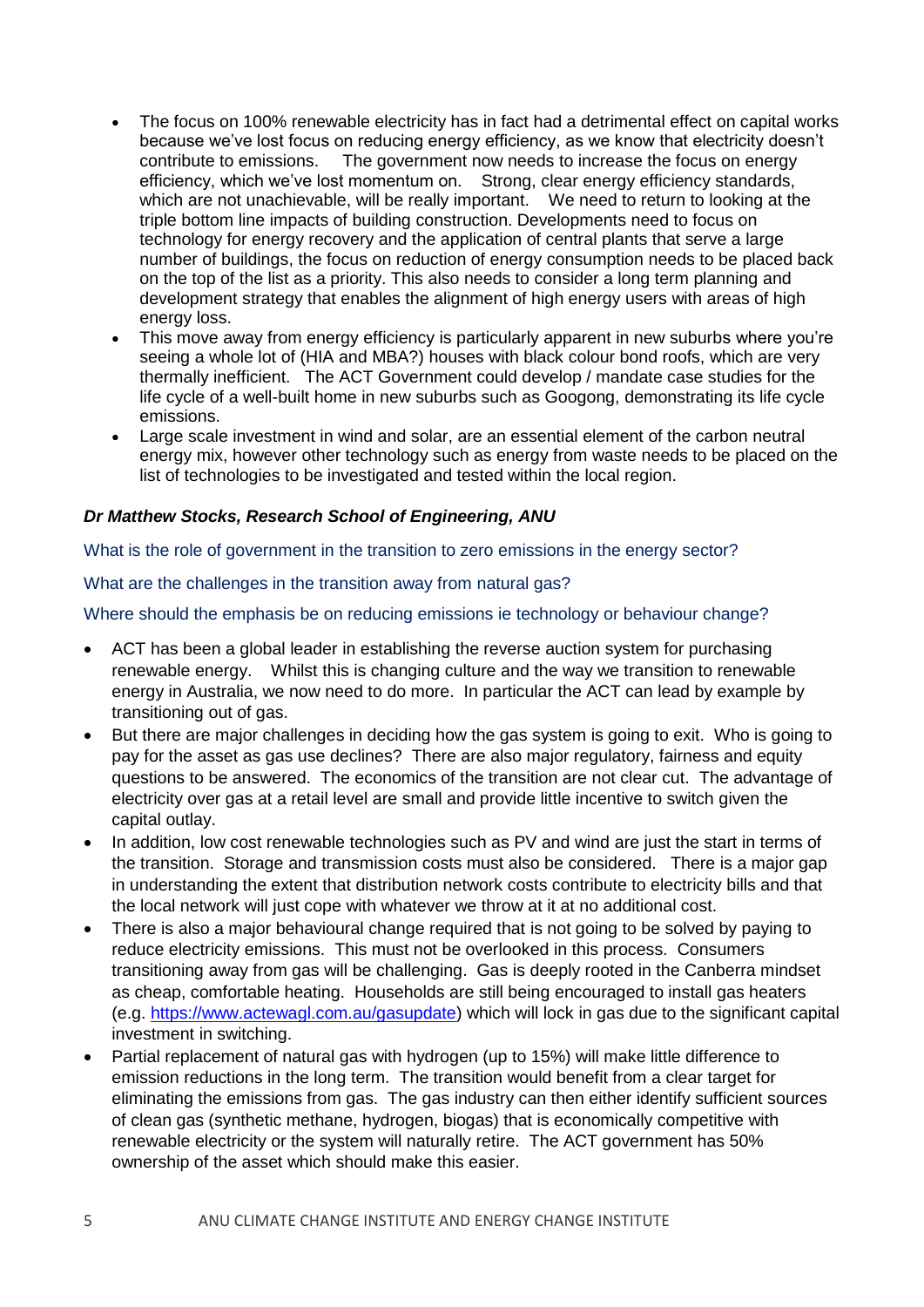- The focus on 100% renewable electricity has in fact had a detrimental effect on capital works because we've lost focus on reducing energy efficiency, as we know that electricity doesn't contribute to emissions. The government now needs to increase the focus on energy efficiency, which we've lost momentum on. Strong, clear energy efficiency standards, which are not unachievable, will be really important. We need to return to looking at the triple bottom line impacts of building construction. Developments need to focus on technology for energy recovery and the application of central plants that serve a large number of buildings, the focus on reduction of energy consumption needs to be placed back on the top of the list as a priority. This also needs to consider a long term planning and development strategy that enables the alignment of high energy users with areas of high energy loss.
- This move away from energy efficiency is particularly apparent in new suburbs where you're seeing a whole lot of (HIA and MBA?) houses with black colour bond roofs, which are very thermally inefficient. The ACT Government could develop / mandate case studies for the life cycle of a well-built home in new suburbs such as Googong, demonstrating its life cycle emissions.
- Large scale investment in wind and solar, are an essential element of the carbon neutral energy mix, however other technology such as energy from waste needs to be placed on the list of technologies to be investigated and tested within the local region.

***Dr Matthew Stocks, Research School of Engineering, ANU***

What is the role of government in the transition to zero emissions in the energy sector?

What are the challenges in the transition away from natural gas?

Where should the emphasis be on reducing emissions ie technology or behaviour change?

- ACT has been a global leader in establishing the reverse auction system for purchasing renewable energy. Whilst this is changing culture and the way we transition to renewable energy in Australia, we now need to do more. In particular the ACT can lead by example by transitioning out of gas.
- But there are major challenges in deciding how the gas system is going to exit. Who is going to pay for the asset as gas use declines? There are also major regulatory, fairness and equity questions to be answered. The economics of the transition are not clear cut. The advantage of electricity over gas at a retail level are small and provide little incentive to switch given the capital outlay.
- In addition, low cost renewable technologies such as PV and wind are just the start in terms of the transition. Storage and transmission costs must also be considered. There is a major gap in understanding the extent that distribution network costs contribute to electricity bills and that the local network will just cope with whatever we throw at it at no additional cost.
- There is also a major behavioural change required that is not going to be solved by paying to reduce electricity emissions. This must not be overlooked in this process. Consumers transitioning away from gas will be challenging. Gas is deeply rooted in the Canberra mindset as cheap, comfortable heating. Households are still being encouraged to install gas heaters (e.g. [https://www.actewagl.com.au/gasupdate](https://www.actewagl.com.au/gasupdate)) which will lock in gas due to the significant capital investment in switching.
- Partial replacement of natural gas with hydrogen (up to 15%) will make little difference to emission reductions in the long term. The transition would benefit from a clear target for eliminating the emissions from gas. The gas industry can then either identify sufficient sources of clean gas (synthetic methane, hydrogen, biogas) that is economically competitive with renewable electricity or the system will naturally retire. The ACT government has 50% ownership of the asset which should make this easier.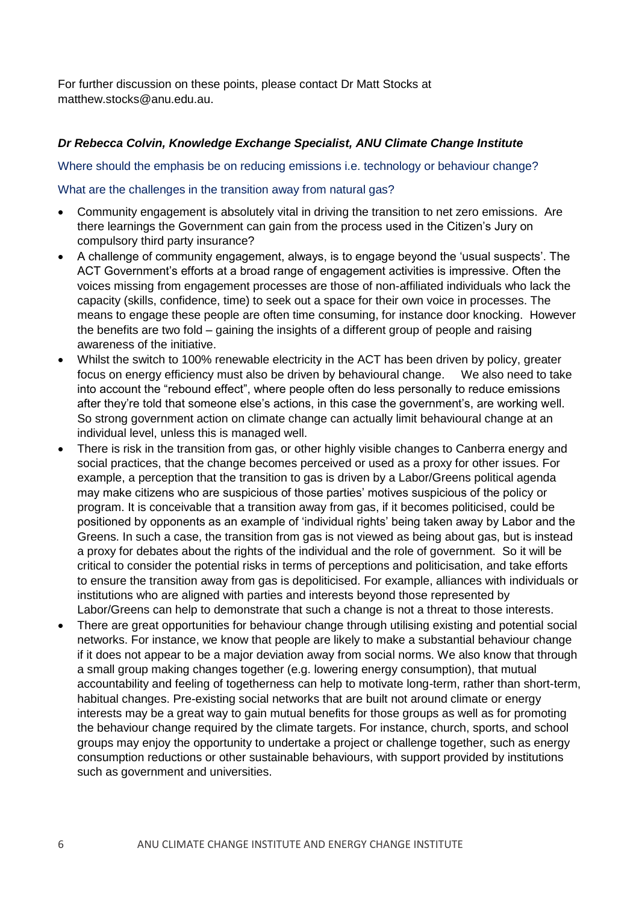For further discussion on these points, please contact Dr Matt Stocks at matthew.stocks@anu.edu.au.

***Dr Rebecca Colvin, Knowledge Exchange Specialist, ANU Climate Change Institute***

Where should the emphasis be on reducing emissions i.e. technology or behaviour change?

What are the challenges in the transition away from natural gas?

- Community engagement is absolutely vital in driving the transition to net zero emissions. Are there learnings the Government can gain from the process used in the Citizen's Jury on compulsory third party insurance?
- A challenge of community engagement, always, is to engage beyond the 'usual suspects'. The ACT Government's efforts at a broad range of engagement activities is impressive. Often the voices missing from engagement processes are those of non-affiliated individuals who lack the capacity (skills, confidence, time) to seek out a space for their own voice in processes. The means to engage these people are often time consuming, for instance door knocking. However the benefits are two fold – gaining the insights of a different group of people and raising awareness of the initiative.
- Whilst the switch to 100% renewable electricity in the ACT has been driven by policy, greater focus on energy efficiency must also be driven by behavioural change. We also need to take into account the "rebound effect", where people often do less personally to reduce emissions after they're told that someone else's actions, in this case the government's, are working well. So strong government action on climate change can actually limit behavioural change at an individual level, unless this is managed well.
- There is risk in the transition from gas, or other highly visible changes to Canberra energy and social practices, that the change becomes perceived or used as a proxy for other issues. For example, a perception that the transition to gas is driven by a Labor/Greens political agenda may make citizens who are suspicious of those parties' motives suspicious of the policy or program. It is conceivable that a transition away from gas, if it becomes politicised, could be positioned by opponents as an example of 'individual rights' being taken away by Labor and the Greens. In such a case, the transition from gas is not viewed as being about gas, but is instead a proxy for debates about the rights of the individual and the role of government. So it will be critical to consider the potential risks in terms of perceptions and politicisation, and take efforts to ensure the transition away from gas is depoliticised. For example, alliances with individuals or institutions who are aligned with parties and interests beyond those represented by Labor/Greens can help to demonstrate that such a change is not a threat to those interests.
- There are great opportunities for behaviour change through utilising existing and potential social networks. For instance, we know that people are likely to make a substantial behaviour change if it does not appear to be a major deviation away from social norms. We also know that through a small group making changes together (e.g. lowering energy consumption), that mutual accountability and feeling of togetherness can help to motivate long-term, rather than short-term, habitual changes. Pre-existing social networks that are built not around climate or energy interests may be a great way to gain mutual benefits for those groups as well as for promoting the behaviour change required by the climate targets. For instance, church, sports, and school groups may enjoy the opportunity to undertake a project or challenge together, such as energy consumption reductions or other sustainable behaviours, with support provided by institutions such as government and universities.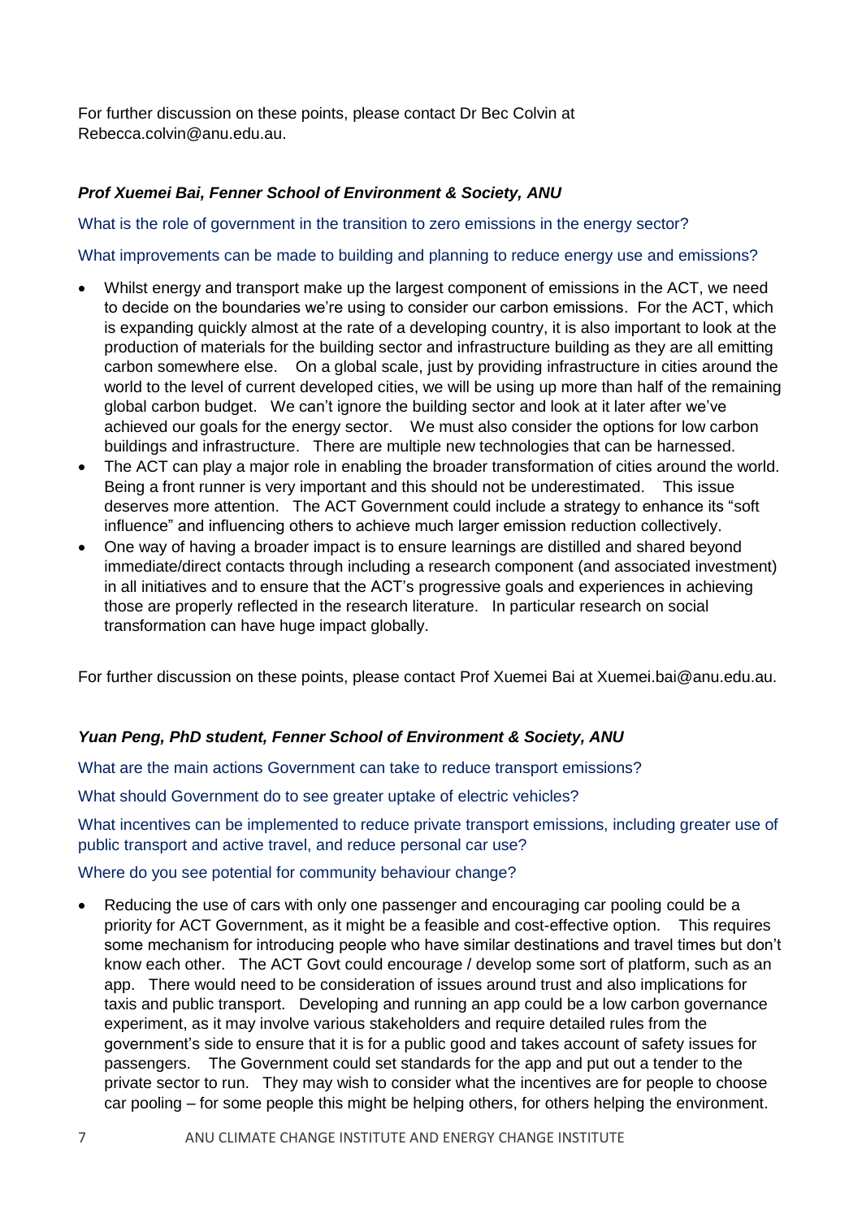For further discussion on these points, please contact Dr Bec Colvin at Rebecca.colvin@anu.edu.au.

***Prof Xuemei Bai, Fenner School of Environment & Society, ANU***

What is the role of government in the transition to zero emissions in the energy sector?

What improvements can be made to building and planning to reduce energy use and emissions?

- Whilst energy and transport make up the largest component of emissions in the ACT, we need to decide on the boundaries we're using to consider our carbon emissions. For the ACT, which is expanding quickly almost at the rate of a developing country, it is also important to look at the production of materials for the building sector and infrastructure building as they are all emitting carbon somewhere else. On a global scale, just by providing infrastructure in cities around the world to the level of current developed cities, we will be using up more than half of the remaining global carbon budget. We can't ignore the building sector and look at it later after we've achieved our goals for the energy sector. We must also consider the options for low carbon buildings and infrastructure. There are multiple new technologies that can be harnessed.
- The ACT can play a major role in enabling the broader transformation of cities around the world. Being a front runner is very important and this should not be underestimated. This issue deserves more attention. The ACT Government could include a strategy to enhance its "soft influence" and influencing others to achieve much larger emission reduction collectively.
- One way of having a broader impact is to ensure learnings are distilled and shared beyond immediate/direct contacts through including a research component (and associated investment) in all initiatives and to ensure that the ACT's progressive goals and experiences in achieving those are properly reflected in the research literature. In particular research on social transformation can have huge impact globally.

For further discussion on these points, please contact Prof Xuemei Bai at Xuemei.bai@anu.edu.au.

***Yuan Peng, PhD student, Fenner School of Environment & Society, ANU***

What are the main actions Government can take to reduce transport emissions?

What should Government do to see greater uptake of electric vehicles?

What incentives can be implemented to reduce private transport emissions, including greater use of public transport and active travel, and reduce personal car use?

Where do you see potential for community behaviour change?

- Reducing the use of cars with only one passenger and encouraging car pooling could be a priority for ACT Government, as it might be a feasible and cost-effective option. This requires some mechanism for introducing people who have similar destinations and travel times but don't know each other. The ACT Govt could encourage / develop some sort of platform, such as an app. There would need to be consideration of issues around trust and also implications for taxis and public transport. Developing and running an app could be a low carbon governance experiment, as it may involve various stakeholders and require detailed rules from the government's side to ensure that it is for a public good and takes account of safety issues for passengers. The Government could set standards for the app and put out a tender to the private sector to run. They may wish to consider what the incentives are for people to choose car pooling – for some people this might be helping others, for others helping the environment.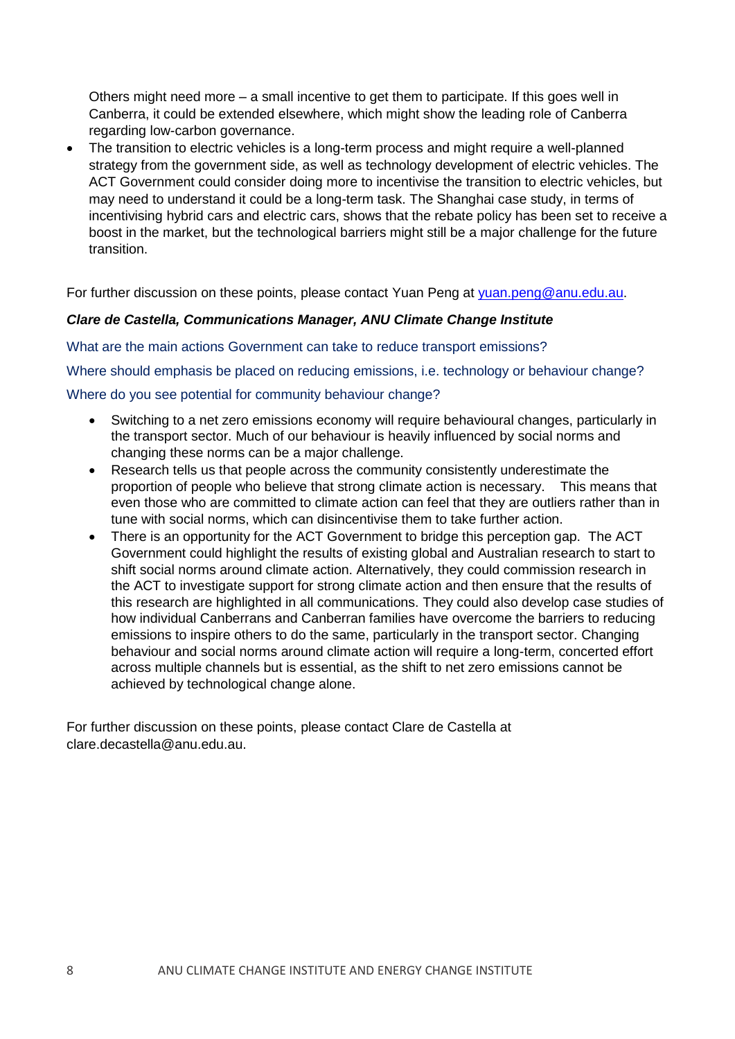Others might need more – a small incentive to get them to participate. If this goes well in Canberra, it could be extended elsewhere, which might show the leading role of Canberra regarding low-carbon governance.

- The transition to electric vehicles is a long-term process and might require a well-planned strategy from the government side, as well as technology development of electric vehicles. The ACT Government could consider doing more to incentivise the transition to electric vehicles, but may need to understand it could be a long-term task. The Shanghai case study, in terms of incentivising hybrid cars and electric cars, shows that the rebate policy has been set to receive a boost in the market, but the technological barriers might still be a major challenge for the future transition.

For further discussion on these points, please contact Yuan Peng at yuan.peng@anu.edu.au.

***Clare de Castella, Communications Manager, ANU Climate Change Institute***

What are the main actions Government can take to reduce transport emissions?

Where should emphasis be placed on reducing emissions, i.e. technology or behaviour change?

Where do you see potential for community behaviour change?

- Switching to a net zero emissions economy will require behavioural changes, particularly in the transport sector. Much of our behaviour is heavily influenced by social norms and changing these norms can be a major challenge.
- Research tells us that people across the community consistently underestimate the proportion of people who believe that strong climate action is necessary. This means that even those who are committed to climate action can feel that they are outliers rather than in tune with social norms, which can disincentivise them to take further action.
- There is an opportunity for the ACT Government to bridge this perception gap. The ACT Government could highlight the results of existing global and Australian research to start to shift social norms around climate action. Alternatively, they could commission research in the ACT to investigate support for strong climate action and then ensure that the results of this research are highlighted in all communications. They could also develop case studies of how individual Canberrans and Canberran families have overcome the barriers to reducing emissions to inspire others to do the same, particularly in the transport sector. Changing behaviour and social norms around climate action will require a long-term, concerted effort across multiple channels but is essential, as the shift to net zero emissions cannot be achieved by technological change alone.

For further discussion on these points, please contact Clare de Castella at clare.decastella@anu.edu.au.